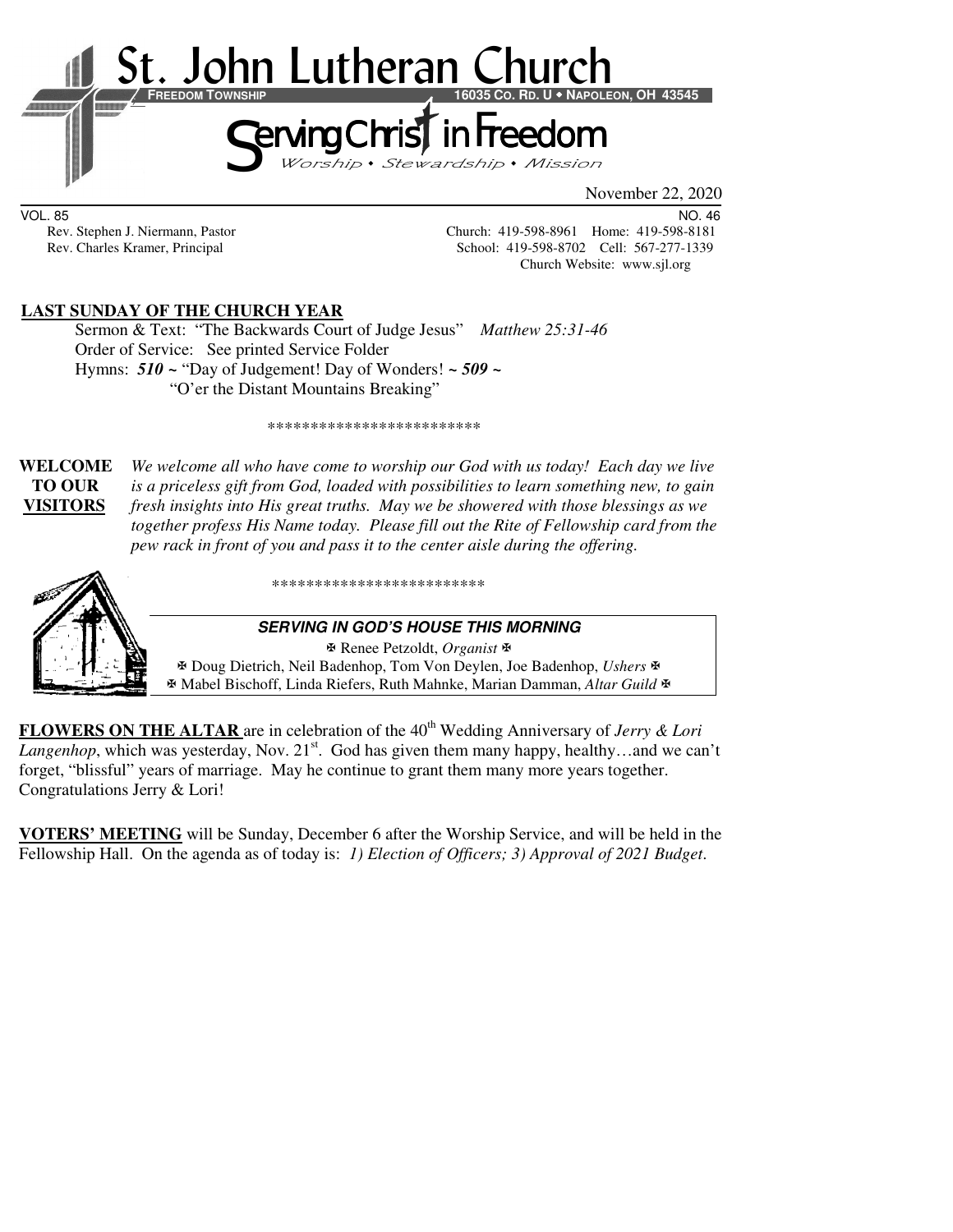# St. John Lutheran Church

**FREEDOM TOWNSHIP** 16035 CO. RD. U • NAPOLEON, OH 43545

## Serving Christ in Freedom

*Worship • Stewardship • Mission*

November 22, 2020

VOL. 85 NO. 46

Rev. Stephen J. Niermann, Pastor — Church: 419-598-8961 Home: 419-598-8181

Rev. Charles Kramer, Principal — School: 419-598-8702 Cell: 567-277-1339

Church Website: www.sjl.org

**LAST SUNDAY OF THE CHURCH YEAR**

Sermon & Text: "The Backwards Court of Judge Jesus" *Matthew 25:31-46*

Order of Service: See printed Service Folder

Hymns: ***510*** ~ "Day of Judgement! Day of Wonders! ~ ***509*** ~ "O'er the Distant Mountains Breaking"

\*\*\*\*\*\*\*\*\*\*\*\*\*\*\*\*\*\*\*\*\*\*\*\*\*

**WELCOME TO OUR VISITORS** *We welcome all who have come to worship our God with us today! Each day we live is a priceless gift from God, loaded with possibilities to learn something new, to gain fresh insights into His great truths. May we be showered with those blessings as we together profess His Name today. Please fill out the Rite of Fellowship card from the pew rack in front of you and pass it to the center aisle during the offering.*

\*\*\*\*\*\*\*\*\*\*\*\*\*\*\*\*\*\*\*\*\*\*\*\*\*

**SERVING IN GOD'S HOUSE THIS MORNING**

✠ Renee Petzoldt, *Organist* ✠

✠ Doug Dietrich, Neil Badenhop, Tom Von Deylen, Joe Badenhop, *Ushers* ✠

✠ Mabel Bischoff, Linda Riefers, Ruth Mahnke, Marian Damman, *Altar Guild* ✠

**FLOWERS ON THE ALTAR** are in celebration of the 40th Wedding Anniversary of *Jerry & Lori Langenhop*, which was yesterday, Nov. 21st. God has given them many happy, healthy…and we can't forget, "blissful" years of marriage. May he continue to grant them many more years together. Congratulations Jerry & Lori!

**VOTERS' MEETING** will be Sunday, December 6 after the Worship Service, and will be held in the Fellowship Hall. On the agenda as of today is: *1) Election of Officers; 3) Approval of 2021 Budget.*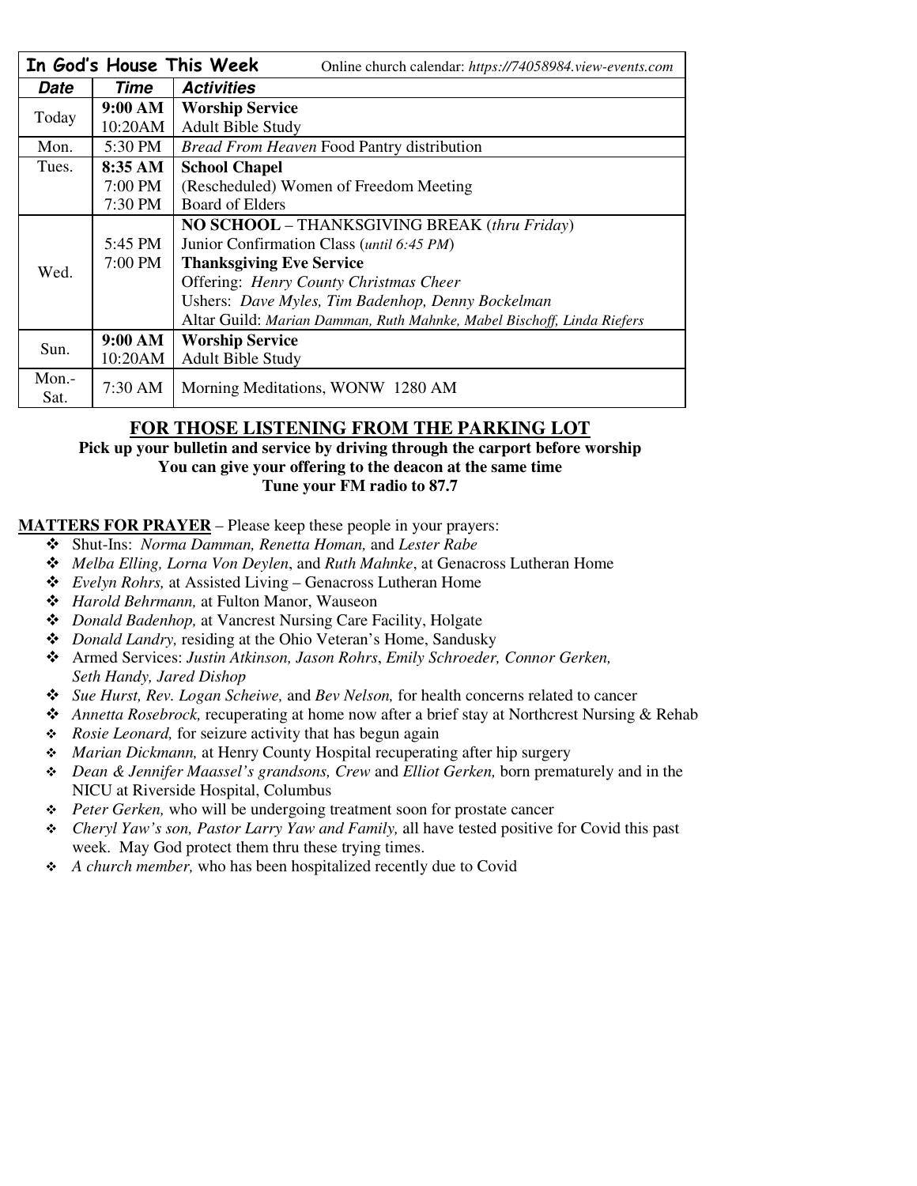| **In God's House This Week** | | Online church calendar: *https://74058984.view-events.com* |
|---|---|---|
| ***Date*** | ***Time*** | ***Activities*** |
| Today | **9:00 AM** | **Worship Service** |
| | 10:20AM | Adult Bible Study |
| Mon. | 5:30 PM | *Bread From Heaven* Food Pantry distribution |
| Tues. | **8:35 AM** | **School Chapel** |
| | 7:00 PM | (Rescheduled) Women of Freedom Meeting |
| | 7:30 PM | Board of Elders |
| Wed. | | **NO SCHOOL** – THANKSGIVING BREAK (*thru Friday*) |
| | 5:45 PM | Junior Confirmation Class (*until 6:45 PM*) |
| | 7:00 PM | **Thanksgiving Eve Service** |
| | | Offering: *Henry County Christmas Cheer* |
| | | Ushers: *Dave Myles, Tim Badenhop, Denny Bockelman* |
| | | Altar Guild: *Marian Damman, Ruth Mahnke, Mabel Bischoff, Linda Riefers* |
| Sun. | **9:00 AM** | **Worship Service** |
| | 10:20AM | Adult Bible Study |
| Mon.-Sat. | 7:30 AM | Morning Meditations, WONW 1280 AM |

## FOR THOSE LISTENING FROM THE PARKING LOT

**Pick up your bulletin and service by driving through the carport before worship**
**You can give your offering to the deacon at the same time**
**Tune your FM radio to 87.7**

**MATTERS FOR PRAYER** – Please keep these people in your prayers:

- Shut-Ins: *Norma Damman, Renetta Homan,* and *Lester Rabe*
- *Melba Elling, Lorna Von Deylen*, and *Ruth Mahnke*, at Genacross Lutheran Home
- *Evelyn Rohrs,* at Assisted Living – Genacross Lutheran Home
- *Harold Behrmann,* at Fulton Manor, Wauseon
- *Donald Badenhop,* at Vancrest Nursing Care Facility, Holgate
- *Donald Landry,* residing at the Ohio Veteran's Home, Sandusky
- Armed Services: *Justin Atkinson, Jason Rohrs*, *Emily Schroeder, Connor Gerken, Seth Handy, Jared Dishop*
- *Sue Hurst, Rev. Logan Scheiwe,* and *Bev Nelson,* for health concerns related to cancer
- *Annetta Rosebrock,* recuperating at home now after a brief stay at Northcrest Nursing & Rehab
- *Rosie Leonard,* for seizure activity that has begun again
- *Marian Dickmann,* at Henry County Hospital recuperating after hip surgery
- *Dean & Jennifer Maassel's grandsons, Crew* and *Elliot Gerken,* born prematurely and in the NICU at Riverside Hospital, Columbus
- *Peter Gerken,* who will be undergoing treatment soon for prostate cancer
- *Cheryl Yaw's son, Pastor Larry Yaw and Family,* all have tested positive for Covid this past week. May God protect them thru these trying times.
- *A church member,* who has been hospitalized recently due to Covid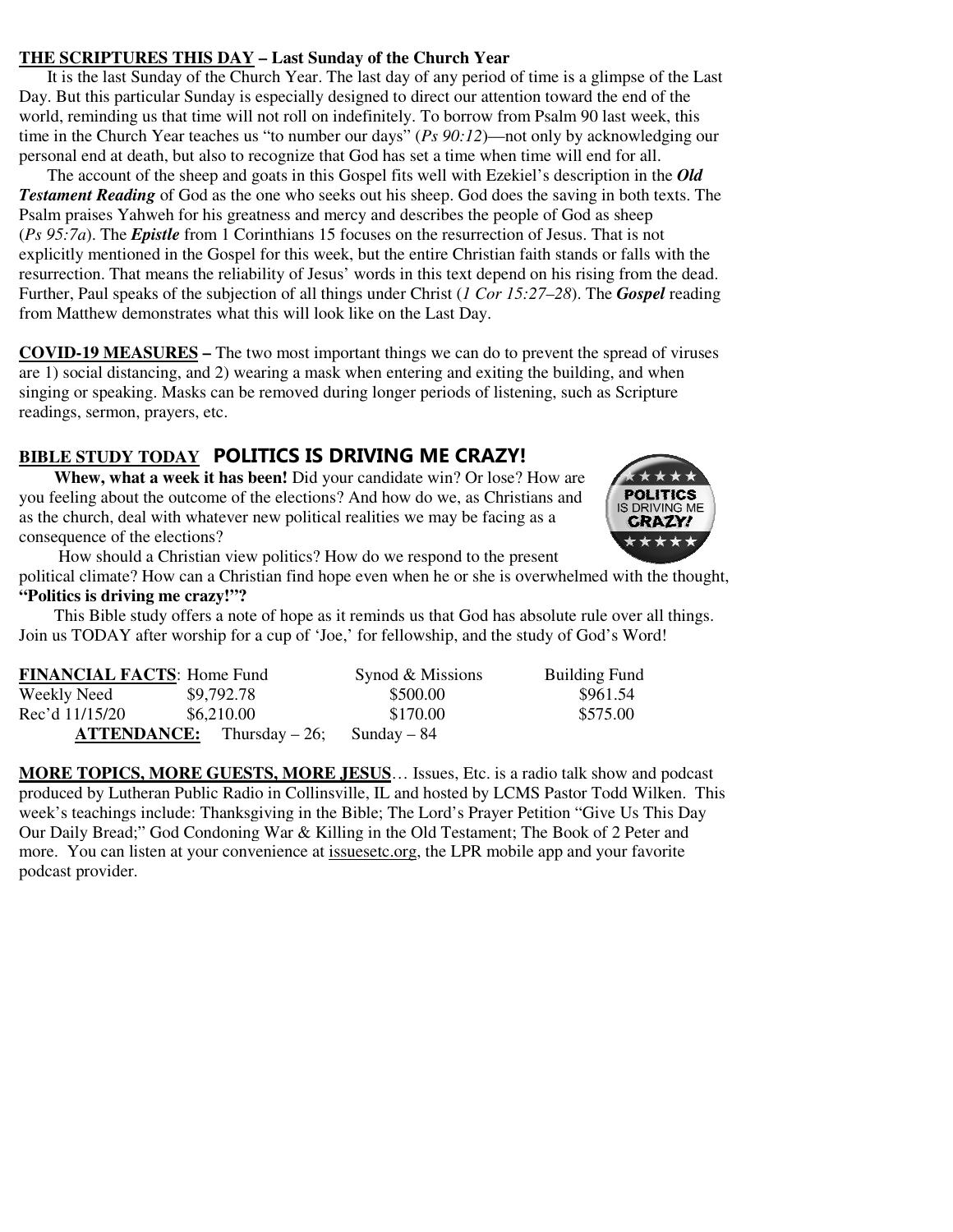**THE SCRIPTURES THIS DAY – Last Sunday of the Church Year**

It is the last Sunday of the Church Year. The last day of any period of time is a glimpse of the Last Day. But this particular Sunday is especially designed to direct our attention toward the end of the world, reminding us that time will not roll on indefinitely. To borrow from Psalm 90 last week, this time in the Church Year teaches us "to number our days" (*Ps 90:12*)—not only by acknowledging our personal end at death, but also to recognize that God has set a time when time will end for all.

The account of the sheep and goats in this Gospel fits well with Ezekiel's description in the ***Old Testament Reading*** of God as the one who seeks out his sheep. God does the saving in both texts. The Psalm praises Yahweh for his greatness and mercy and describes the people of God as sheep (*Ps 95:7a*). The ***Epistle*** from 1 Corinthians 15 focuses on the resurrection of Jesus. That is not explicitly mentioned in the Gospel for this week, but the entire Christian faith stands or falls with the resurrection. That means the reliability of Jesus' words in this text depend on his rising from the dead. Further, Paul speaks of the subjection of all things under Christ (*1 Cor 15:27–28*). The ***Gospel*** reading from Matthew demonstrates what this will look like on the Last Day.

**COVID-19 MEASURES –** The two most important things we can do to prevent the spread of viruses are 1) social distancing, and 2) wearing a mask when entering and exiting the building, and when singing or speaking. Masks can be removed during longer periods of listening, such as Scripture readings, sermon, prayers, etc.

**BIBLE STUDY TODAY POLITICS IS DRIVING ME CRAZY!**

**Whew, what a week it has been!** Did your candidate win? Or lose? How are you feeling about the outcome of the elections? And how do we, as Christians and as the church, deal with whatever new political realities we may be facing as a consequence of the elections?

How should a Christian view politics? How do we respond to the present political climate? How can a Christian find hope even when he or she is overwhelmed with the thought, **"Politics is driving me crazy!"?**

This Bible study offers a note of hope as it reminds us that God has absolute rule over all things. Join us TODAY after worship for a cup of 'Joe,' for fellowship, and the study of God's Word!

| **FINANCIAL FACTS**: | Home Fund | Synod & Missions | Building Fund |
|---|---|---|---|
| Weekly Need | $9,792.78 | $500.00 | $961.54 |
| Rec'd 11/15/20 | $6,210.00 | $170.00 | $575.00 |

**ATTENDANCE:** Thursday – 26; Sunday – 84

**MORE TOPICS, MORE GUESTS, MORE JESUS**… Issues, Etc. is a radio talk show and podcast produced by Lutheran Public Radio in Collinsville, IL and hosted by LCMS Pastor Todd Wilken. This week's teachings include: Thanksgiving in the Bible; The Lord's Prayer Petition "Give Us This Day Our Daily Bread;" God Condoning War & Killing in the Old Testament; The Book of 2 Peter and more. You can listen at your convenience at issuesetc.org, the LPR mobile app and your favorite podcast provider.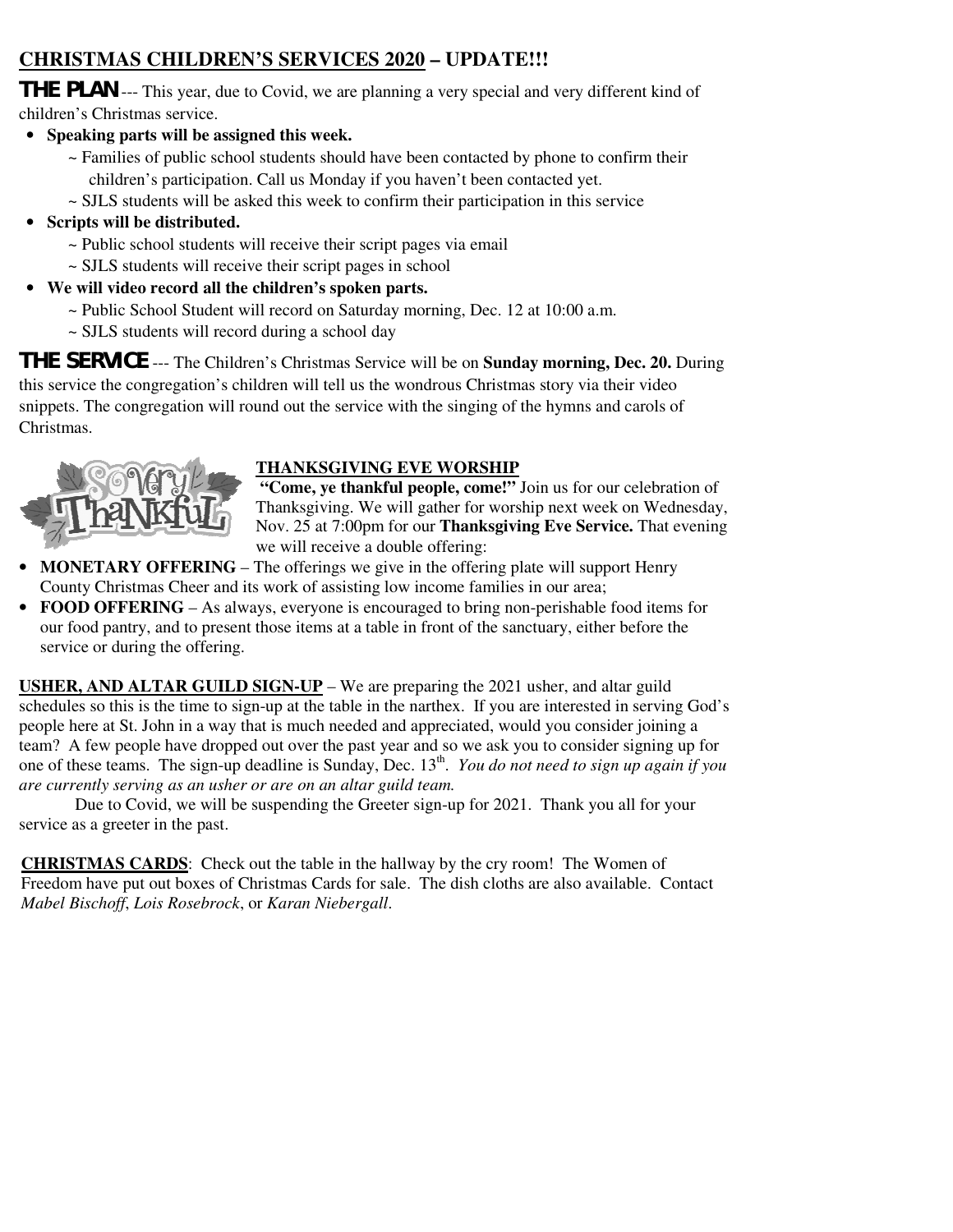## CHRISTMAS CHILDREN'S SERVICES 2020 – UPDATE!!!

**THE PLAN** --- This year, due to Covid, we are planning a very special and very different kind of children's Christmas service.

- **Speaking parts will be assigned this week.**
  ~ Families of public school students should have been contacted by phone to confirm their children's participation. Call us Monday if you haven't been contacted yet.
  ~ SJLS students will be asked this week to confirm their participation in this service
- **Scripts will be distributed.**
  ~ Public school students will receive their script pages via email
  ~ SJLS students will receive their script pages in school
- **We will video record all the children's spoken parts.**
  ~ Public School Student will record on Saturday morning, Dec. 12 at 10:00 a.m.
  ~ SJLS students will record during a school day

**THE SERVICE** --- The Children's Christmas Service will be on **Sunday morning, Dec. 20.** During this service the congregation's children will tell us the wondrous Christmas story via their video snippets. The congregation will round out the service with the singing of the hymns and carols of Christmas.

**THANKSGIVING EVE WORSHIP**

**"Come, ye thankful people, come!"** Join us for our celebration of Thanksgiving. We will gather for worship next week on Wednesday, Nov. 25 at 7:00pm for our **Thanksgiving Eve Service.** That evening we will receive a double offering:

- **MONETARY OFFERING** – The offerings we give in the offering plate will support Henry County Christmas Cheer and its work of assisting low income families in our area;
- **FOOD OFFERING** – As always, everyone is encouraged to bring non-perishable food items for our food pantry, and to present those items at a table in front of the sanctuary, either before the service or during the offering.

**USHER, AND ALTAR GUILD SIGN-UP** – We are preparing the 2021 usher, and altar guild schedules so this is the time to sign-up at the table in the narthex. If you are interested in serving God's people here at St. John in a way that is much needed and appreciated, would you consider joining a team? A few people have dropped out over the past year and so we ask you to consider signing up for one of these teams. The sign-up deadline is Sunday, Dec. 13th. *You do not need to sign up again if you are currently serving as an usher or are on an altar guild team.*

Due to Covid, we will be suspending the Greeter sign-up for 2021. Thank you all for your service as a greeter in the past.

**CHRISTMAS CARDS**: Check out the table in the hallway by the cry room! The Women of Freedom have put out boxes of Christmas Cards for sale. The dish cloths are also available. Contact *Mabel Bischoff*, *Lois Rosebrock*, or *Karan Niebergall*.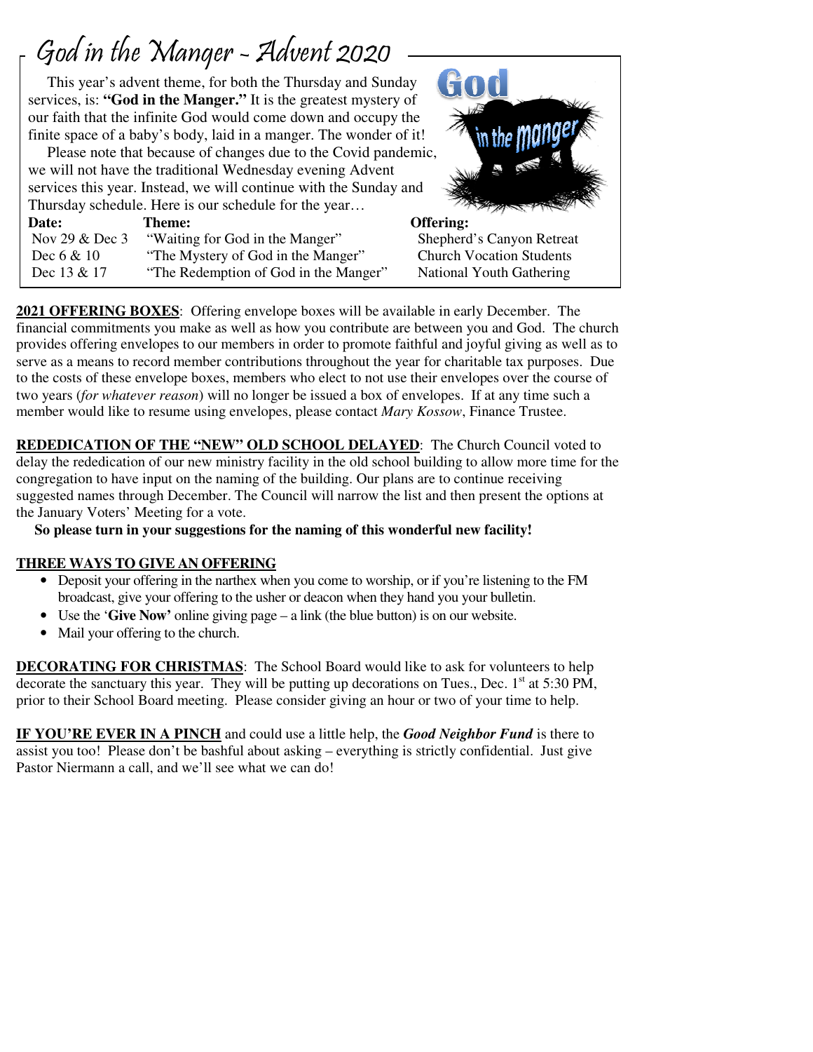# God in the Manger - Advent 2020

This year's advent theme, for both the Thursday and Sunday services, is: **"God in the Manger."** It is the greatest mystery of our faith that the infinite God would come down and occupy the finite space of a baby's body, laid in a manger. The wonder of it!

Please note that because of changes due to the Covid pandemic, we will not have the traditional Wednesday evening Advent services this year. Instead, we will continue with the Sunday and Thursday schedule. Here is our schedule for the year…

| Date: | Theme: | Offering: |
|---|---|---|
| Nov 29 & Dec 3 | "Waiting for God in the Manger" | Shepherd's Canyon Retreat |
| Dec 6 & 10 | "The Mystery of God in the Manger" | Church Vocation Students |
| Dec 13 & 17 | "The Redemption of God in the Manger" | National Youth Gathering |

**2021 OFFERING BOXES**: Offering envelope boxes will be available in early December. The financial commitments you make as well as how you contribute are between you and God. The church provides offering envelopes to our members in order to promote faithful and joyful giving as well as to serve as a means to record member contributions throughout the year for charitable tax purposes. Due to the costs of these envelope boxes, members who elect to not use their envelopes over the course of two years (*for whatever reason*) will no longer be issued a box of envelopes. If at any time such a member would like to resume using envelopes, please contact *Mary Kossow*, Finance Trustee.

**REDEDICATION OF THE "NEW" OLD SCHOOL DELAYED**: The Church Council voted to delay the rededication of our new ministry facility in the old school building to allow more time for the congregation to have input on the naming of the building. Our plans are to continue receiving suggested names through December. The Council will narrow the list and then present the options at the January Voters' Meeting for a vote.

**So please turn in your suggestions for the naming of this wonderful new facility!**

**THREE WAYS TO GIVE AN OFFERING**

- Deposit your offering in the narthex when you come to worship, or if you're listening to the FM broadcast, give your offering to the usher or deacon when they hand you your bulletin.
- Use the '**Give Now'** online giving page – a link (the blue button) is on our website.
- Mail your offering to the church.

**DECORATING FOR CHRISTMAS**: The School Board would like to ask for volunteers to help decorate the sanctuary this year. They will be putting up decorations on Tues., Dec. 1st at 5:30 PM, prior to their School Board meeting. Please consider giving an hour or two of your time to help.

**IF YOU'RE EVER IN A PINCH** and could use a little help, the ***Good Neighbor Fund*** is there to assist you too! Please don't be bashful about asking – everything is strictly confidential. Just give Pastor Niermann a call, and we'll see what we can do!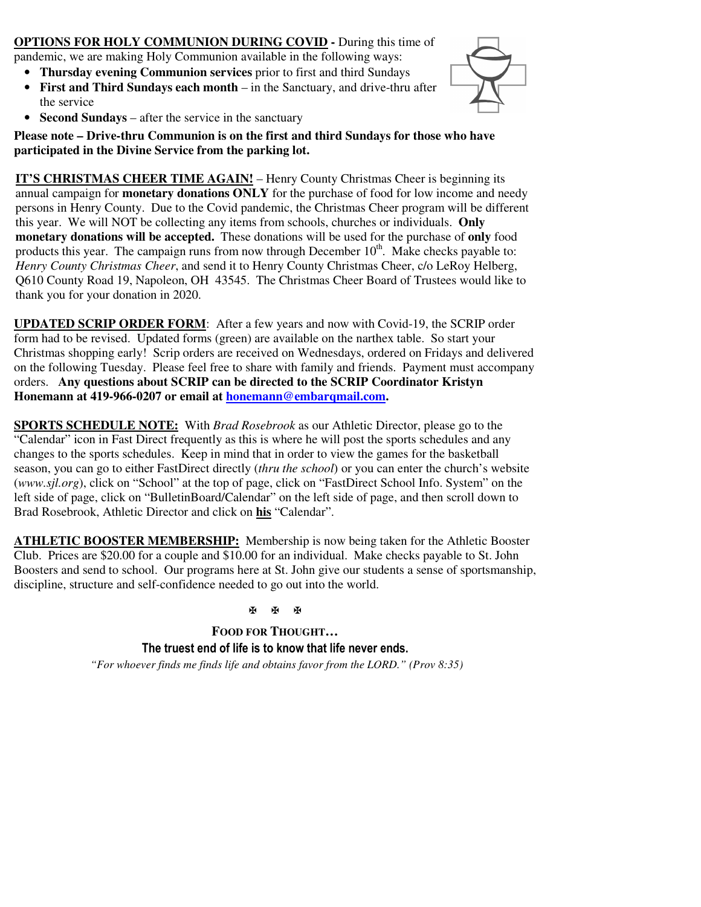**<u>OPTIONS FOR HOLY COMMUNION DURING COVID</u> -** During this time of pandemic, we are making Holy Communion available in the following ways:

- **Thursday evening Communion services** prior to first and third Sundays
- **First and Third Sundays each month** – in the Sanctuary, and drive-thru after the service
- **Second Sundays** – after the service in the sanctuary

**Please note – Drive-thru Communion is on the first and third Sundays for those who have participated in the Divine Service from the parking lot.**

**<u>IT'S CHRISTMAS CHEER TIME AGAIN!</u>** – Henry County Christmas Cheer is beginning its annual campaign for **monetary donations ONLY** for the purchase of food for low income and needy persons in Henry County. Due to the Covid pandemic, the Christmas Cheer program will be different this year. We will NOT be collecting any items from schools, churches or individuals. **Only monetary donations will be accepted.** These donations will be used for the purchase of **only** food products this year. The campaign runs from now through December 10th. Make checks payable to: *Henry County Christmas Cheer*, and send it to Henry County Christmas Cheer, c/o LeRoy Helberg, Q610 County Road 19, Napoleon, OH 43545. The Christmas Cheer Board of Trustees would like to thank you for your donation in 2020.

**<u>UPDATED SCRIP ORDER FORM</u>**: After a few years and now with Covid-19, the SCRIP order form had to be revised. Updated forms (green) are available on the narthex table. So start your Christmas shopping early! Scrip orders are received on Wednesdays, ordered on Fridays and delivered on the following Tuesday. Please feel free to share with family and friends. Payment must accompany orders. **Any questions about SCRIP can be directed to the SCRIP Coordinator Kristyn Honemann at 419-966-0207 or email at <u>honemann@embarqmail.com</u>.**

**<u>SPORTS SCHEDULE NOTE:</u>** With *Brad Rosebrook* as our Athletic Director, please go to the "Calendar" icon in Fast Direct frequently as this is where he will post the sports schedules and any changes to the sports schedules. Keep in mind that in order to view the games for the basketball season, you can go to either FastDirect directly (*thru the school*) or you can enter the church's website (*www.sjl.org*), click on "School" at the top of page, click on "FastDirect School Info. System" on the left side of page, click on "BulletinBoard/Calendar" on the left side of page, and then scroll down to Brad Rosebrook, Athletic Director and click on **<u>his</u>** "Calendar".

**<u>ATHLETIC BOOSTER MEMBERSHIP:</u>** Membership is now being taken for the Athletic Booster Club. Prices are $20.00 for a couple and $10.00 for an individual. Make checks payable to St. John Boosters and send to school. Our programs here at St. John give our students a sense of sportsmanship, discipline, structure and self-confidence needed to go out into the world.

✠ ✠ ✠

**FOOD FOR THOUGHT…**

**The truest end of life is to know that life never ends.**

*"For whoever finds me finds life and obtains favor from the LORD." (Prov 8:35)*